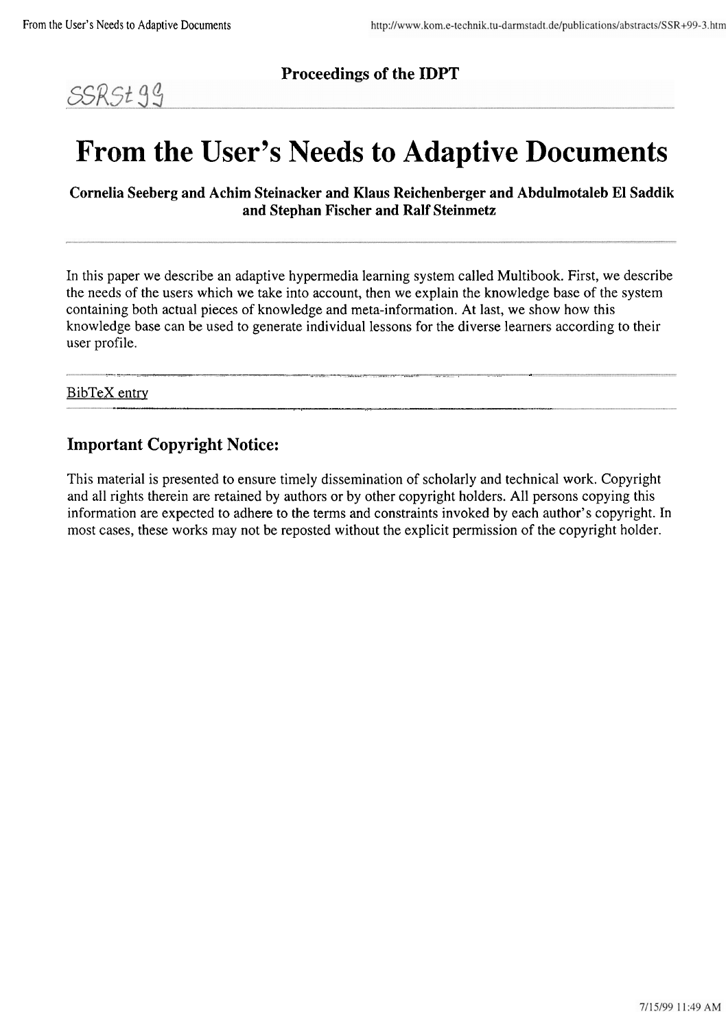**Proceedings of the IDPT**

SSRSt99

# From the User's Needs to Adaptive Documents

**Cornelia Seeberg and Achim Steinacker and Klaus Reichenberger and Abdulmotaleb El Saddik and Stephan Fischer and Ralf Steinmetz**

In this paper we describe an adaptive hypermedia learning system called Multibook. First, we describe the needs of the users which we take into account, then we explain the knowledge base of the system containing both actual pieces of knowledge and meta-information. At last, we show how this knowledge base can be used to generate individual lessons for the diverse learners according to their user profile.

BibTeX entry

## Important Copyright Notice:

This material is presented to ensure timely dissemination of scholarly and technical work. Copyright and all rights therein are retained by authors or by other copyright holders. All persons copying this information are expected to adhere to the terms and constraints invoked by each author's copyright. In most cases, these works may not be reposted without the explicit permission of the copyright holder.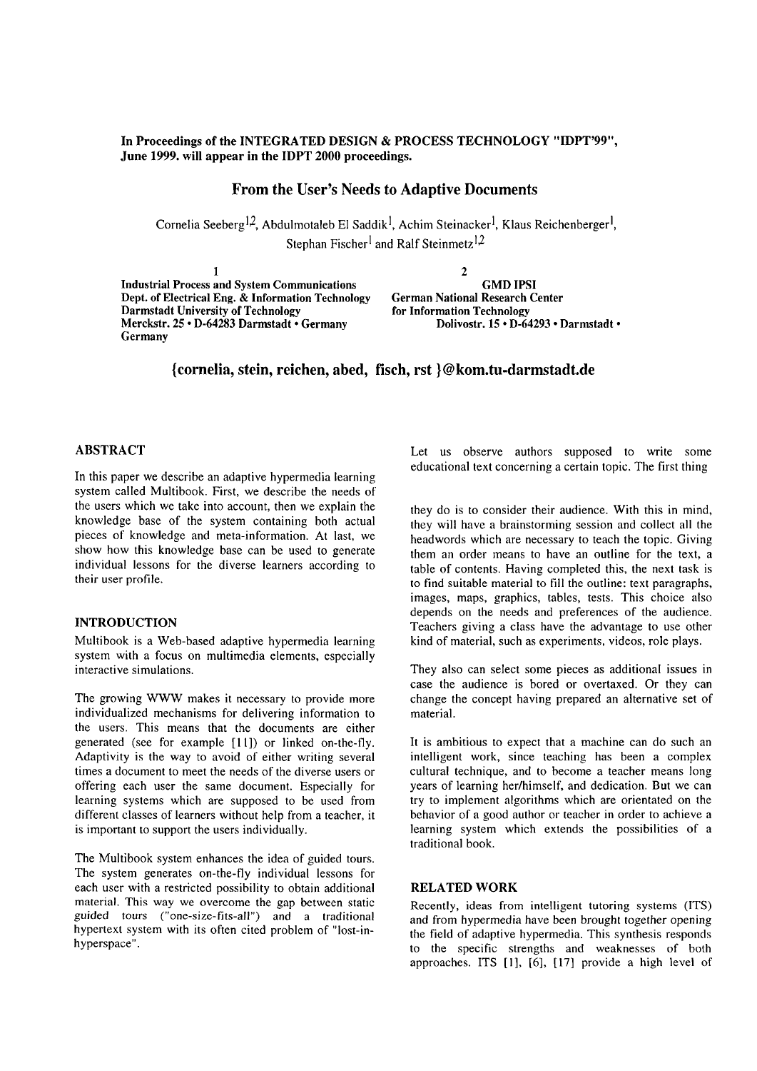In Proceedings of the INTEGRATED DESIGN & PROCESS TECHNOLOGY "IDPT'99", June 1999. will appear in the IDPT 2000 proceedings.

# From the User's Needs to Adaptive Documents

Cornelia Seeberg[1,2], Abdulmotaleb El Saddik[1], Achim Steinacker[1], Klaus Reichenberger[1], Stephan Fischer[1] and Ralf Steinmetz[1,2]

1
**Industrial Process and System Communications**
**Dept. of Electrical Eng. & Information Technology**
**Darmstadt University of Technology**
**Merckstr. 25 • D-64283 Darmstadt • Germany**

2
**GMD IPSI**
**German National Research Center for Information Technology**
**Dolivostr. 15 • D-64293 • Darmstadt • Germany**

**{cornelia, stein, reichen, abed, fisch, rst }@kom.tu-darmstadt.de**

## ABSTRACT

In this paper we describe an adaptive hypermedia learning system called Multibook. First, we describe the needs of the users which we take into account, then we explain the knowledge base of the system containing both actual pieces of knowledge and meta-information. At last, we show how this knowledge base can be used to generate individual lessons for the diverse learners according to their user profile.

## INTRODUCTION

Multibook is a Web-based adaptive hypermedia learning system with a focus on multimedia elements, especially interactive simulations.

The growing WWW makes it necessary to provide more individualized mechanisms for delivering information to the users. This means that the documents are either generated (see for example [11]) or linked on-the-fly. Adaptivity is the way to avoid of either writing several times a document to meet the needs of the diverse users or offering each user the same document. Especially for learning systems which are supposed to be used from different classes of learners without help from a teacher, it is important to support the users individually.

The Multibook system enhances the idea of guided tours. The system generates on-the-fly individual lessons for each user with a restricted possibility to obtain additional material. This way we overcome the gap between static guided tours ("one-size-fits-all") and a traditional hypertext system with its often cited problem of "lost-in-hyperspace".

Let us observe authors supposed to write some educational text concerning a certain topic. The first thing they do is to consider their audience. With this in mind, they will have a brainstorming session and collect all the headwords which are necessary to teach the topic. Giving them an order means to have an outline for the text, a table of contents. Having completed this, the next task is to find suitable material to fill the outline: text paragraphs, images, maps, graphics, tables, tests. This choice also depends on the needs and preferences of the audience. Teachers giving a class have the advantage to use other kind of material, such as experiments, videos, role plays.

They also can select some pieces as additional issues in case the audience is bored or overtaxed. Or they can change the concept having prepared an alternative set of material.

It is ambitious to expect that a machine can do such an intelligent work, since teaching has been a complex cultural technique, and to become a teacher means long years of learning her/himself, and dedication. But we can try to implement algorithms which are orientated on the behavior of a good author or teacher in order to achieve a learning system which extends the possibilities of a traditional book.

## RELATED WORK

Recently, ideas from intelligent tutoring systems (ITS) and from hypermedia have been brought together opening the field of adaptive hypermedia. This synthesis responds to the specific strengths and weaknesses of both approaches. ITS [1], [6], [17] provide a high level of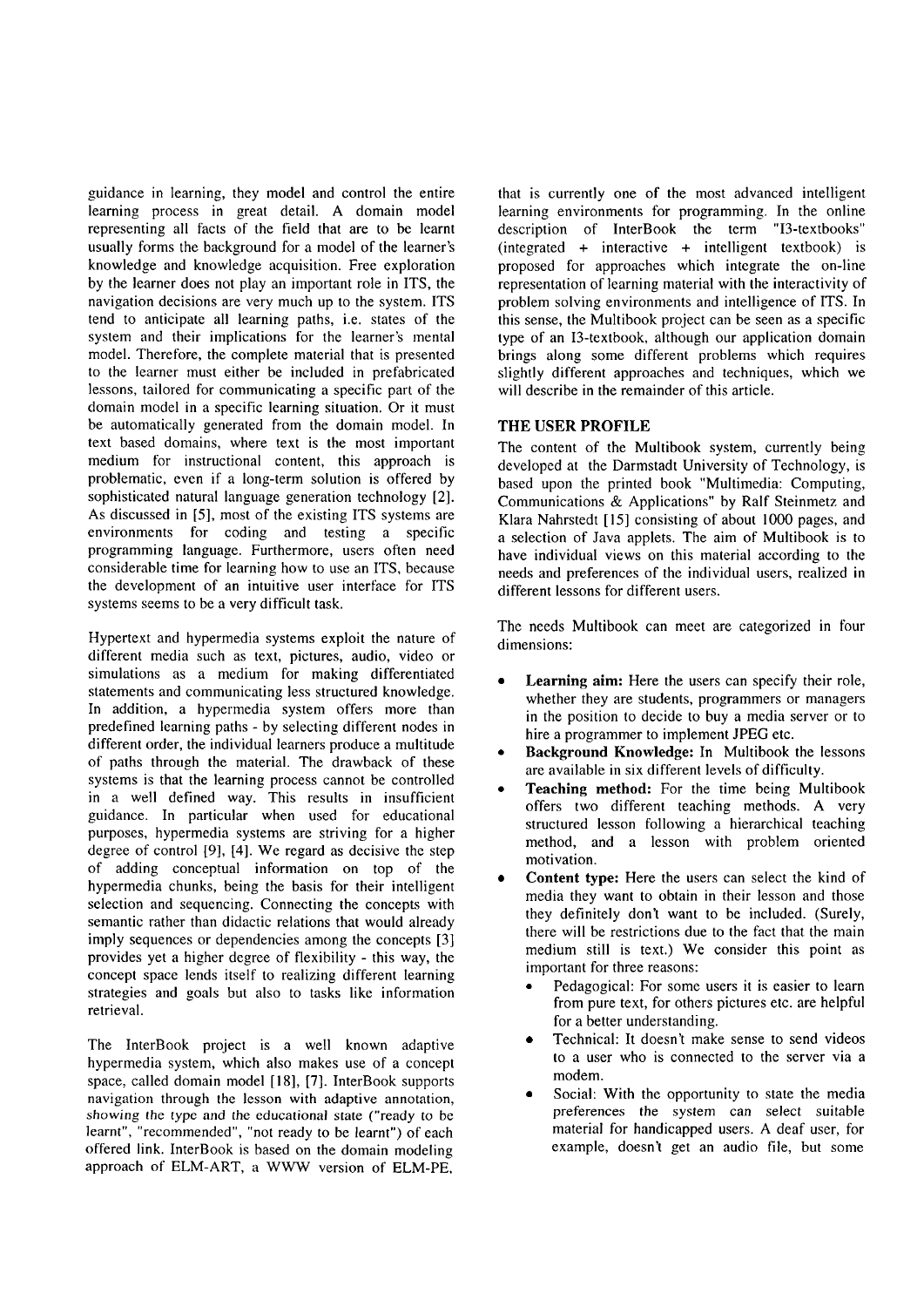guidance in learning, they model and control the entire learning process in great detail. A domain model representing all facts of the field that are to be learnt usually forms the background for a model of the learner's knowledge and knowledge acquisition. Free exploration by the learner does not play an important role in ITS, the navigation decisions are very much up to the system. ITS tend to anticipate all learning paths, i.e. states of the system and their implications for the learner's mental model. Therefore, the complete material that is presented to the learner must either be included in prefabricated lessons, tailored for communicating a specific part of the domain model in a specific learning situation. Or it must be automatically generated from the domain model. In text based domains, where text is the most important medium for instructional content, this approach is problematic, even if a long-term solution is offered by sophisticated natural language generation technology [2]. As discussed in [5], most of the existing ITS systems are environments for coding and testing a specific programming language. Furthermore, users often need considerable time for learning how to use an ITS, because the development of an intuitive user interface for ITS systems seems to be a very difficult task.

Hypertext and hypermedia systems exploit the nature of different media such as text, pictures, audio, video or simulations as a medium for making differentiated statements and communicating less structured knowledge. In addition, a hypermedia system offers more than predefined learning paths - by selecting different nodes in different order, the individual learners produce a multitude of paths through the material. The drawback of these systems is that the learning process cannot be controlled in a well defined way. This results in insufficient guidance. In particular when used for educational purposes, hypermedia systems are striving for a higher degree of control [9], [4]. We regard as decisive the step of adding conceptual information on top of the hypermedia chunks, being the basis for their intelligent selection and sequencing. Connecting the concepts with semantic rather than didactic relations that would already imply sequences or dependencies among the concepts [3] provides yet a higher degree of flexibility - this way, the concept space lends itself to realizing different learning strategies and goals but also to tasks like information retrieval.

The InterBook project is a well known adaptive hypermedia system, which also makes use of a concept space, called domain model [18], [7]. InterBook supports navigation through the lesson with adaptive annotation, showing the type and the educational state ("ready to be learnt", "recommended", "not ready to be learnt") of each offered link. InterBook is based on the domain modeling approach of ELM-ART, a WWW version of ELM-PE, that is currently one of the most advanced intelligent learning environments for programming. In the online description of InterBook the term "I3-textbooks" (integrated + interactive + intelligent textbook) is proposed for approaches which integrate the on-line representation of learning material with the interactivity of problem solving environments and intelligence of ITS. In this sense, the Multibook project can be seen as a specific type of an I3-textbook, although our application domain brings along some different problems which requires slightly different approaches and techniques, which we will describe in the remainder of this article.

## THE USER PROFILE

The content of the Multibook system, currently being developed at the Darmstadt University of Technology, is based upon the printed book "Multimedia: Computing, Communications & Applications" by Ralf Steinmetz and Klara Nahrstedt [15] consisting of about 1000 pages, and a selection of Java applets. The aim of Multibook is to have individual views on this material according to the needs and preferences of the individual users, realized in different lessons for different users.

The needs Multibook can meet are categorized in four dimensions:

- **Learning aim:** Here the users can specify their role, whether they are students, programmers or managers in the position to decide to buy a media server or to hire a programmer to implement JPEG etc.
- **Background Knowledge:** In Multibook the lessons are available in six different levels of difficulty.
- **Teaching method:** For the time being Multibook offers two different teaching methods. A very structured lesson following a hierarchical teaching method, and a lesson with problem oriented motivation.
- **Content type:** Here the users can select the kind of media they want to obtain in their lesson and those they definitely don't want to be included. (Surely, there will be restrictions due to the fact that the main medium still is text.) We consider this point as important for three reasons:
  - Pedagogical: For some users it is easier to learn from pure text, for others pictures etc. are helpful for a better understanding.
  - Technical: It doesn't make sense to send videos to a user who is connected to the server via a modem.
  - Social: With the opportunity to state the media preferences the system can select suitable material for handicapped users. A deaf user, for example, doesn't get an audio file, but some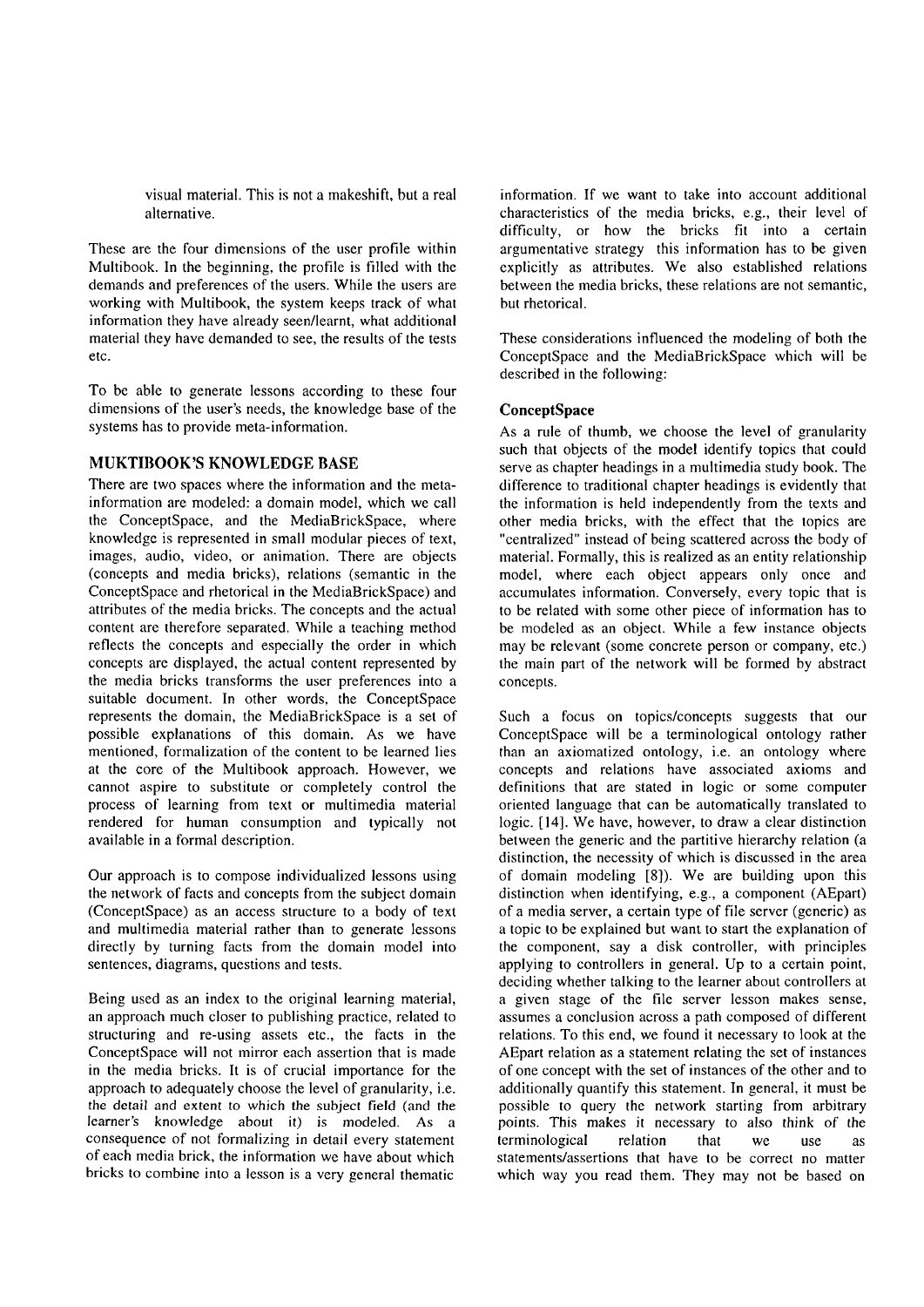visual material. This is not a makeshift, but a real alternative.

These are the four dimensions of the user profile within Multibook. In the beginning, the profile is filled with the demands and preferences of the users. While the users are working with Multibook, the system keeps track of what information they have already seen/learnt, what additional material they have demanded to see, the results of the tests etc.

To be able to generate lessons according to these four dimensions of the user's needs, the knowledge base of the systems has to provide meta-information.

## MUKTIBOOK'S KNOWLEDGE BASE

There are two spaces where the information and the meta-information are modeled: a domain model, which we call the ConceptSpace, and the MediaBrickSpace, where knowledge is represented in small modular pieces of text, images, audio, video, or animation. There are objects (concepts and media bricks), relations (semantic in the ConceptSpace and rhetorical in the MediaBrickSpace) and attributes of the media bricks. The concepts and the actual content are therefore separated. While a teaching method reflects the concepts and especially the order in which concepts are displayed, the actual content represented by the media bricks transforms the user preferences into a suitable document. In other words, the ConceptSpace represents the domain, the MediaBrickSpace is a set of possible explanations of this domain. As we have mentioned, formalization of the content to be learned lies at the core of the Multibook approach. However, we cannot aspire to substitute or completely control the process of learning from text or multimedia material rendered for human consumption and typically not available in a formal description.

Our approach is to compose individualized lessons using the network of facts and concepts from the subject domain (ConceptSpace) as an access structure to a body of text and multimedia material rather than to generate lessons directly by turning facts from the domain model into sentences, diagrams, questions and tests.

Being used as an index to the original learning material, an approach much closer to publishing practice, related to structuring and re-using assets etc., the facts in the ConceptSpace will not mirror each assertion that is made in the media bricks. It is of crucial importance for the approach to adequately choose the level of granularity, i.e. the detail and extent to which the subject field (and the learner's knowledge about it) is modeled. As a consequence of not formalizing in detail every statement of each media brick, the information we have about which bricks to combine into a lesson is a very general thematic information. If we want to take into account additional characteristics of the media bricks, e.g., their level of difficulty, or how the bricks fit into a certain argumentative strategy this information has to be given explicitly as attributes. We also established relations between the media bricks, these relations are not semantic, but rhetorical.

These considerations influenced the modeling of both the ConceptSpace and the MediaBrickSpace which will be described in the following:

### ConceptSpace

As a rule of thumb, we choose the level of granularity such that objects of the model identify topics that could serve as chapter headings in a multimedia study book. The difference to traditional chapter headings is evidently that the information is held independently from the texts and other media bricks, with the effect that the topics are "centralized" instead of being scattered across the body of material. Formally, this is realized as an entity relationship model, where each object appears only once and accumulates information. Conversely, every topic that is to be related with some other piece of information has to be modeled as an object. While a few instance objects may be relevant (some concrete person or company, etc.) the main part of the network will be formed by abstract concepts.

Such a focus on topics/concepts suggests that our ConceptSpace will be a terminological ontology rather than an axiomatized ontology, i.e. an ontology where concepts and relations have associated axioms and definitions that are stated in logic or some computer oriented language that can be automatically translated to logic. [14]. We have, however, to draw a clear distinction between the generic and the partitive hierarchy relation (a distinction, the necessity of which is discussed in the area of domain modeling [8]). We are building upon this distinction when identifying, e.g., a component (AEpart) of a media server, a certain type of file server (generic) as a topic to be explained but want to start the explanation of the component, say a disk controller, with principles applying to controllers in general. Up to a certain point, deciding whether talking to the learner about controllers at a given stage of the file server lesson makes sense, assumes a conclusion across a path composed of different relations. To this end, we found it necessary to look at the AEpart relation as a statement relating the set of instances of one concept with the set of instances of the other and to additionally quantify this statement. In general, it must be possible to query the network starting from arbitrary points. This makes it necessary to also think of the terminological relation that we use as statements/assertions that have to be correct no matter which way you read them. They may not be based on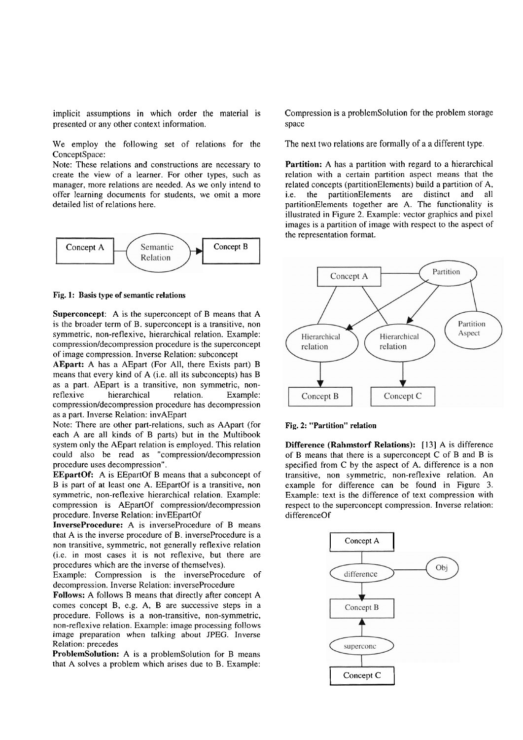implicit assumptions in which order the material is presented or any other context information.

We employ the following set of relations for the ConceptSpace:

Note: These relations and constructions are necessary to create the view of a learner. For other types, such as manager, more relations are needed. As we only intend to offer learning documents for students, we omit a more detailed list of relations here.

**Fig. 1: Basis type of semantic relations**

**Superconcept**: A is the superconcept of B means that A is the broader term of B. superconcept is a transitive, non symmetric, non-reflexive, hierarchical relation. Example: compression/decompression procedure is the superconcept of image compression. Inverse Relation: subconcept

**AEpart:** A has a AEpart (For All, there Exists part) B means that every kind of A (i.e. all its subconcepts) has B as a part. AEpart is a transitive, non symmetric, non-reflexive hierarchical relation. Example: compression/decompression procedure has decompression as a part. Inverse Relation: invAEpart

Note: There are other part-relations, such as AApart (for each A are all kinds of B parts) but in the Multibook system only the AEpart relation is employed. This relation could also be read as "compression/decompression procedure uses decompression".

**EEpartOf:** A is EEpartOf B means that a subconcept of B is part of at least one A. EEpartOf is a transitive, non symmetric, non-reflexive hierarchical relation. Example: compression is AEpartOf compression/decompression procedure. Inverse Relation: invEEpartOf

**InverseProcedure:** A is inverseProcedure of B means that A is the inverse procedure of B. inverseProcedure is a non transitive, symmetric, not generally reflexive relation (i.e. in most cases it is not reflexive, but there are procedures which are the inverse of themselves).

Example: Compression is the inverseProcedure of decompression. Inverse Relation: inverseProcedure

**Follows:** A follows B means that directly after concept A comes concept B, e.g. A, B are successive steps in a procedure. Follows is a non-transitive, non-symmetric, non-reflexive relation. Example: image processing follows image preparation when talking about JPEG. Inverse Relation: precedes

**ProblemSolution:** A is a problemSolution for B means that A solves a problem which arises due to B. Example: Compression is a problemSolution for the problem storage space

The next two relations are formally of a a different type.

**Partition:** A has a partition with regard to a hierarchical relation with a certain partition aspect means that the related concepts (partitionElements) build a partition of A, i.e. the partitionElements are distinct and all partitionElements together are A. The functionality is illustrated in Figure 2. Example: vector graphics and pixel images is a partition of image with respect to the aspect of the representation format.

**Fig. 2: "Partition" relation**

**Difference (Rahmstorf Relations):** [13] A is difference of B means that there is a superconcept C of B and B is specified from C by the aspect of A. difference is a non transitive, non symmetric, non-reflexive relation. An example for difference can be found in Figure 3. Example: text is the difference of text compression with respect to the superconcept compression. Inverse relation: differenceOf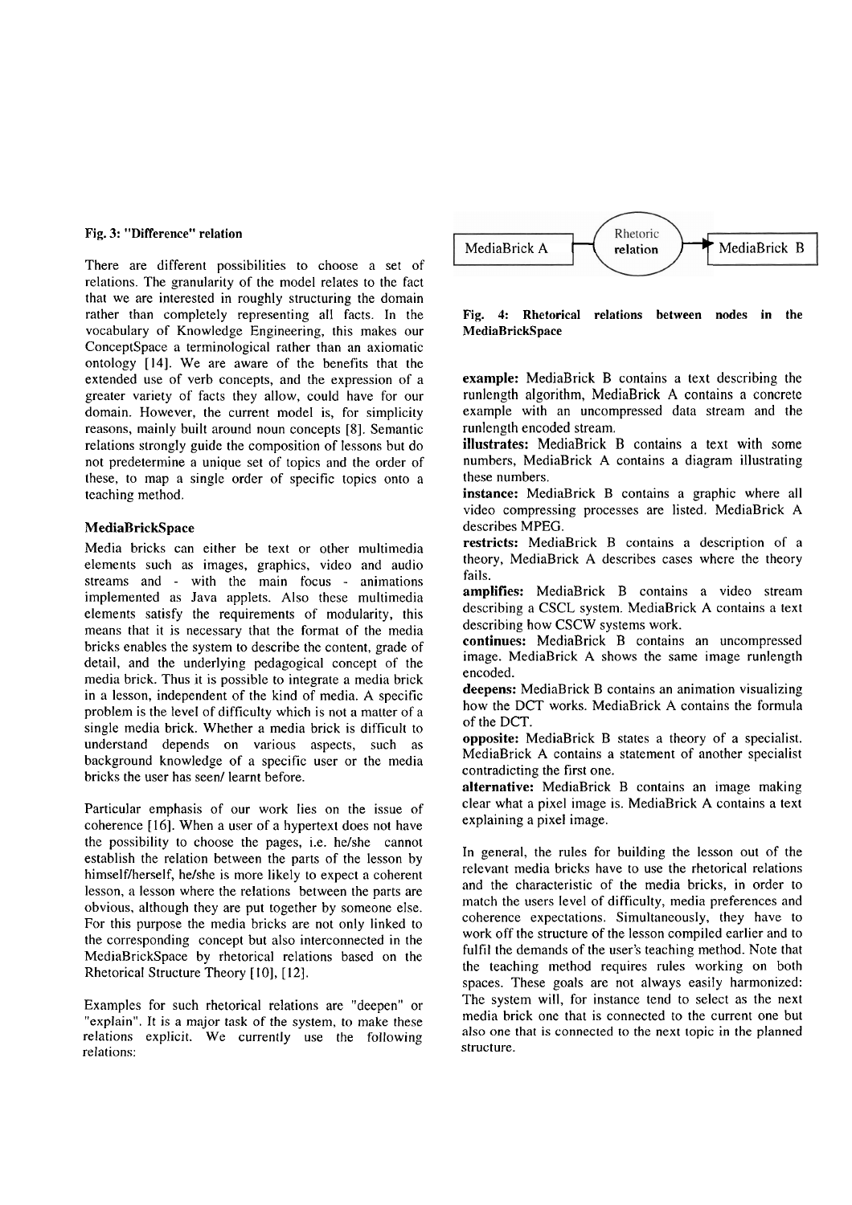**Fig. 3: "Difference" relation**

There are different possibilities to choose a set of relations. The granularity of the model relates to the fact that we are interested in roughly structuring the domain rather than completely representing all facts. In the vocabulary of Knowledge Engineering, this makes our ConceptSpace a terminological rather than an axiomatic ontology [14]. We are aware of the benefits that the extended use of verb concepts, and the expression of a greater variety of facts they allow, could have for our domain. However, the current model is, for simplicity reasons, mainly built around noun concepts [8]. Semantic relations strongly guide the composition of lessons but do not predetermine a unique set of topics and the order of these, to map a single order of specific topics onto a teaching method.

### MediaBrickSpace

Media bricks can either be text or other multimedia elements such as images, graphics, video and audio streams and - with the main focus - animations implemented as Java applets. Also these multimedia elements satisfy the requirements of modularity, this means that it is necessary that the format of the media bricks enables the system to describe the content, grade of detail, and the underlying pedagogical concept of the media brick. Thus it is possible to integrate a media brick in a lesson, independent of the kind of media. A specific problem is the level of difficulty which is not a matter of a single media brick. Whether a media brick is difficult to understand depends on various aspects, such as background knowledge of a specific user or the media bricks the user has seen/ learnt before.

Particular emphasis of our work lies on the issue of coherence [16]. When a user of a hypertext does not have the possibility to choose the pages, i.e. he/she cannot establish the relation between the parts of the lesson by himself/herself, he/she is more likely to expect a coherent lesson, a lesson where the relations between the parts are obvious, although they are put together by someone else. For this purpose the media bricks are not only linked to the corresponding concept but also interconnected in the MediaBrickSpace by rhetorical relations based on the Rhetorical Structure Theory [10], [12].

Examples for such rhetorical relations are "deepen" or "explain". It is a major task of the system, to make these relations explicit. We currently use the following relations:

MediaBrick A — Rhetoric relation → MediaBrick B

**Fig. 4: Rhetorical relations between nodes in the MediaBrickSpace**

**example:** MediaBrick B contains a text describing the runlength algorithm, MediaBrick A contains a concrete example with an uncompressed data stream and the runlength encoded stream.

**illustrates:** MediaBrick B contains a text with some numbers, MediaBrick A contains a diagram illustrating these numbers.

**instance:** MediaBrick B contains a graphic where all video compressing processes are listed. MediaBrick A describes MPEG.

**restricts:** MediaBrick B contains a description of a theory, MediaBrick A describes cases where the theory fails.

**amplifies:** MediaBrick B contains a video stream describing a CSCL system. MediaBrick A contains a text describing how CSCW systems work.

**continues:** MediaBrick B contains an uncompressed image. MediaBrick A shows the same image runlength encoded.

**deepens:** MediaBrick B contains an animation visualizing how the DCT works. MediaBrick A contains the formula of the DCT.

**opposite:** MediaBrick B states a theory of a specialist. MediaBrick A contains a statement of another specialist contradicting the first one.

**alternative:** MediaBrick B contains an image making clear what a pixel image is. MediaBrick A contains a text explaining a pixel image.

In general, the rules for building the lesson out of the relevant media bricks have to use the rhetorical relations and the characteristic of the media bricks, in order to match the users level of difficulty, media preferences and coherence expectations. Simultaneously, they have to work off the structure of the lesson compiled earlier and to fulfil the demands of the user's teaching method. Note that the teaching method requires rules working on both spaces. These goals are not always easily harmonized: The system will, for instance tend to select as the next media brick one that is connected to the current one but also one that is connected to the next topic in the planned structure.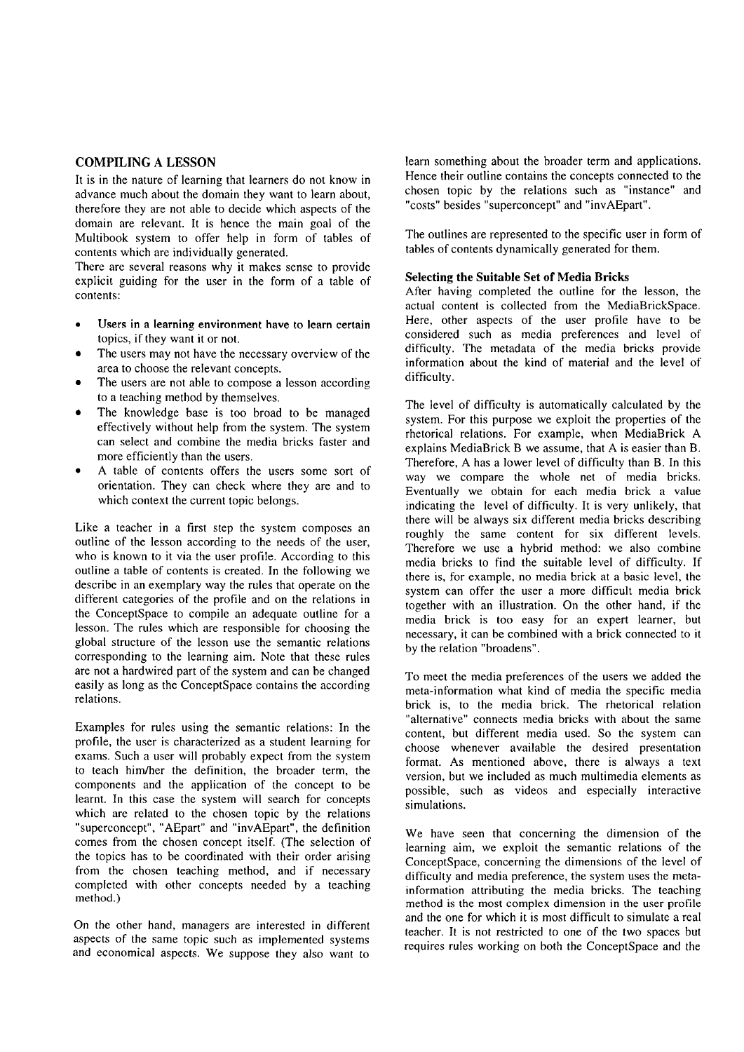## COMPILING A LESSON

It is in the nature of learning that learners do not know in advance much about the domain they want to learn about, therefore they are not able to decide which aspects of the domain are relevant. It is hence the main goal of the Multibook system to offer help in form of tables of contents which are individually generated.

There are several reasons why it makes sense to provide explicit guiding for the user in the form of a table of contents:

- Users in a learning environment have to learn certain topics, if they want it or not.
- The users may not have the necessary overview of the area to choose the relevant concepts.
- The users are not able to compose a lesson according to a teaching method by themselves.
- The knowledge base is too broad to be managed effectively without help from the system. The system can select and combine the media bricks faster and more efficiently than the users.
- A table of contents offers the users some sort of orientation. They can check where they are and to which context the current topic belongs.

Like a teacher in a first step the system composes an outline of the lesson according to the needs of the user, who is known to it via the user profile. According to this outline a table of contents is created. In the following we describe in an exemplary way the rules that operate on the different categories of the profile and on the relations in the ConceptSpace to compile an adequate outline for a lesson. The rules which are responsible for choosing the global structure of the lesson use the semantic relations corresponding to the learning aim. Note that these rules are not a hardwired part of the system and can be changed easily as long as the ConceptSpace contains the according relations.

Examples for rules using the semantic relations: In the profile, the user is characterized as a student learning for exams. Such a user will probably expect from the system to teach him/her the definition, the broader term, the components and the application of the concept to be learnt. In this case the system will search for concepts which are related to the chosen topic by the relations "superconcept", "AEpart" and "invAEpart", the definition comes from the chosen concept itself. (The selection of the topics has to be coordinated with their order arising from the chosen teaching method, and if necessary completed with other concepts needed by a teaching method.)

On the other hand, managers are interested in different aspects of the same topic such as implemented systems and economical aspects. We suppose they also want to learn something about the broader term and applications. Hence their outline contains the concepts connected to the chosen topic by the relations such as "instance" and "costs" besides "superconcept" and "invAEpart".

The outlines are represented to the specific user in form of tables of contents dynamically generated for them.

### Selecting the Suitable Set of Media Bricks

After having completed the outline for the lesson, the actual content is collected from the MediaBrickSpace. Here, other aspects of the user profile have to be considered such as media preferences and level of difficulty. The metadata of the media bricks provide information about the kind of material and the level of difficulty.

The level of difficulty is automatically calculated by the system. For this purpose we exploit the properties of the rhetorical relations. For example, when MediaBrick A explains MediaBrick B we assume, that A is easier than B. Therefore, A has a lower level of difficulty than B. In this way we compare the whole net of media bricks. Eventually we obtain for each media brick a value indicating the level of difficulty. It is very unlikely, that there will be always six different media bricks describing roughly the same content for six different levels. Therefore we use a hybrid method: we also combine media bricks to find the suitable level of difficulty. If there is, for example, no media brick at a basic level, the system can offer the user a more difficult media brick together with an illustration. On the other hand, if the media brick is too easy for an expert learner, but necessary, it can be combined with a brick connected to it by the relation "broadens".

To meet the media preferences of the users we added the meta-information what kind of media the specific media brick is, to the media brick. The rhetorical relation "alternative" connects media bricks with about the same content, but different media used. So the system can choose whenever available the desired presentation format. As mentioned above, there is always a text version, but we included as much multimedia elements as possible, such as videos and especially interactive simulations.

We have seen that concerning the dimension of the learning aim, we exploit the semantic relations of the ConceptSpace, concerning the dimensions of the level of difficulty and media preference, the system uses the meta-information attributing the media bricks. The teaching method is the most complex dimension in the user profile and the one for which it is most difficult to simulate a real teacher. It is not restricted to one of the two spaces but requires rules working on both the ConceptSpace and the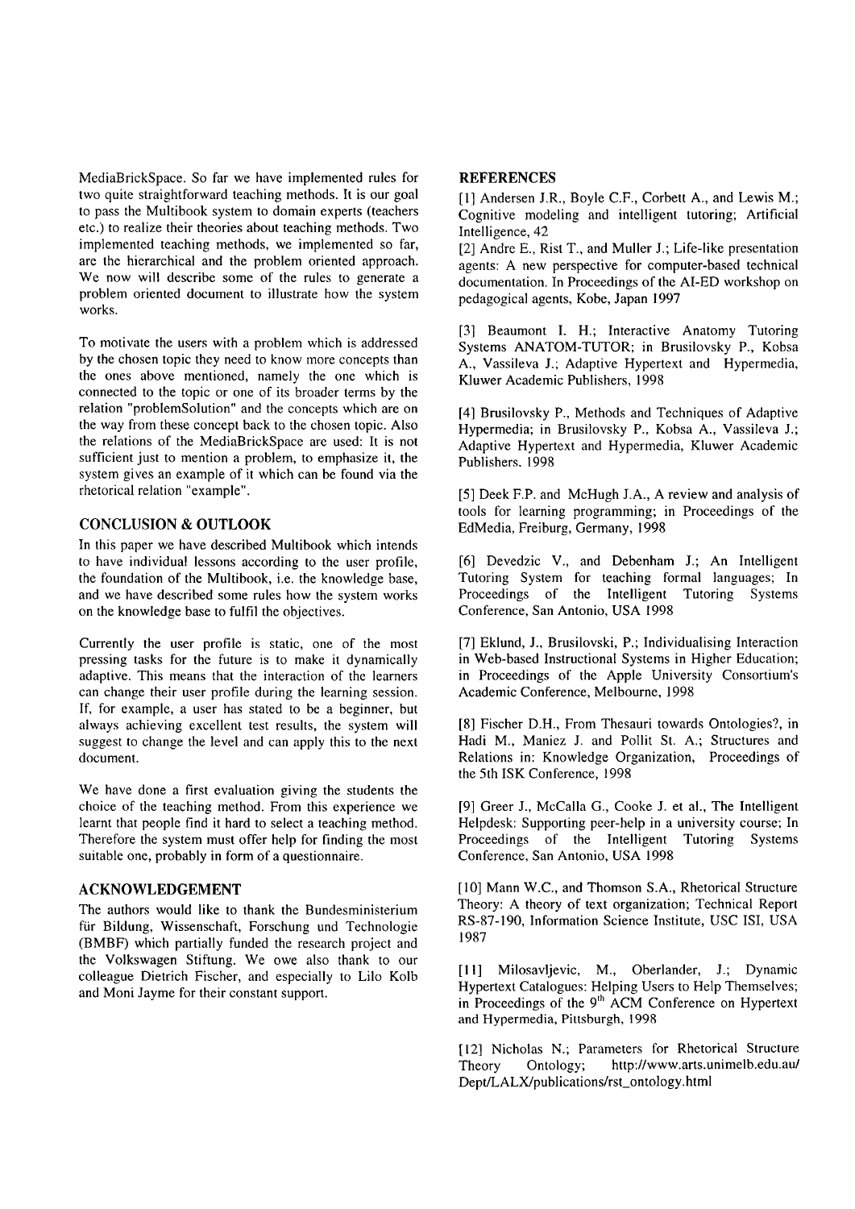MediaBrickSpace. So far we have implemented rules for two quite straightforward teaching methods. It is our goal to pass the Multibook system to domain experts (teachers etc.) to realize their theories about teaching methods. Two implemented teaching methods, we implemented so far, are the hierarchical and the problem oriented approach. We now will describe some of the rules to generate a problem oriented document to illustrate how the system works.

To motivate the users with a problem which is addressed by the chosen topic they need to know more concepts than the ones above mentioned, namely the one which is connected to the topic or one of its broader terms by the relation "problemSolution" and the concepts which are on the way from these concept back to the chosen topic. Also the relations of the MediaBrickSpace are used: It is not sufficient just to mention a problem, to emphasize it, the system gives an example of it which can be found via the rhetorical relation "example".

## CONCLUSION & OUTLOOK

In this paper we have described Multibook which intends to have individual lessons according to the user profile, the foundation of the Multibook, i.e. the knowledge base, and we have described some rules how the system works on the knowledge base to fulfil the objectives.

Currently the user profile is static, one of the most pressing tasks for the future is to make it dynamically adaptive. This means that the interaction of the learners can change their user profile during the learning session. If, for example, a user has stated to be a beginner, but always achieving excellent test results, the system will suggest to change the level and can apply this to the next document.

We have done a first evaluation giving the students the choice of the teaching method. From this experience we learnt that people find it hard to select a teaching method. Therefore the system must offer help for finding the most suitable one, probably in form of a questionnaire.

## ACKNOWLEDGEMENT

The authors would like to thank the Bundesministerium für Bildung, Wissenschaft, Forschung und Technologie (BMBF) which partially funded the research project and the Volkswagen Stiftung. We owe also thank to our colleague Dietrich Fischer, and especially to Lilo Kolb and Moni Jayme for their constant support.

## REFERENCES

[1] Andersen J.R., Boyle C.F., Corbett A., and Lewis M.; Cognitive modeling and intelligent tutoring; Artificial Intelligence, 42

[2] Andre E., Rist T., and Muller J.; Life-like presentation agents: A new perspective for computer-based technical documentation. In Proceedings of the AI-ED workshop on pedagogical agents, Kobe, Japan 1997

[3] Beaumont I. H.; Interactive Anatomy Tutoring Systems ANATOM-TUTOR; in Brusilovsky P., Kobsa A., Vassileva J.; Adaptive Hypertext and Hypermedia, Kluwer Academic Publishers, 1998

[4] Brusilovsky P., Methods and Techniques of Adaptive Hypermedia; in Brusilovsky P., Kobsa A., Vassileva J.; Adaptive Hypertext and Hypermedia, Kluwer Academic Publishers. 1998

[5] Deek F.P. and McHugh J.A., A review and analysis of tools for learning programming; in Proceedings of the EdMedia, Freiburg, Germany, 1998

[6] Devedzic V., and Debenham J.; An Intelligent Tutoring System for teaching formal languages; In Proceedings of the Intelligent Tutoring Systems Conference, San Antonio, USA 1998

[7] Eklund, J., Brusilovski, P.; Individualising Interaction in Web-based Instructional Systems in Higher Education; in Proceedings of the Apple University Consortium's Academic Conference, Melbourne, 1998

[8] Fischer D.H., From Thesauri towards Ontologies?, in Hadi M., Maniez J. and Pollit St. A.; Structures and Relations in: Knowledge Organization, Proceedings of the 5th ISK Conference, 1998

[9] Greer J., McCalla G., Cooke J. et al., The Intelligent Helpdesk: Supporting peer-help in a university course; In Proceedings of the Intelligent Tutoring Systems Conference, San Antonio, USA 1998

[10] Mann W.C., and Thomson S.A., Rhetorical Structure Theory: A theory of text organization; Technical Report RS-87-190, Information Science Institute, USC ISI, USA 1987

[11] Milosavljevic, M., Oberlander, J.; Dynamic Hypertext Catalogues: Helping Users to Help Themselves; in Proceedings of the 9th ACM Conference on Hypertext and Hypermedia, Pittsburgh, 1998

[12] Nicholas N.; Parameters for Rhetorical Structure Theory Ontology; http://www.arts.unimelb.edu.au/Dept/LALX/publications/rst_ontology.html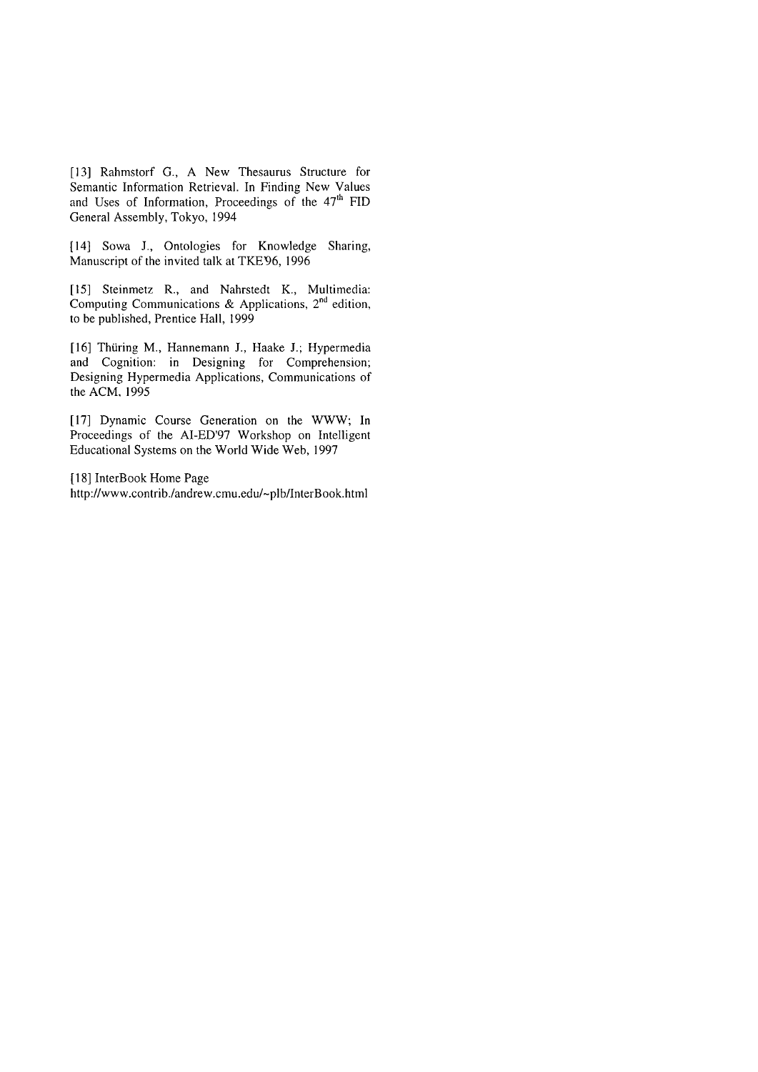[13] Rahmstorf G., A New Thesaurus Structure for Semantic Information Retrieval. In Finding New Values and Uses of Information, Proceedings of the 47$^{th}$ FID General Assembly, Tokyo, 1994

[14] Sowa J., Ontologies for Knowledge Sharing, Manuscript of the invited talk at TKE'96, 1996

[15] Steinmetz R., and Nahrstedt K., Multimedia: Computing Communications & Applications, 2$^{nd}$ edition, to be published, Prentice Hall, 1999

[16] Thüring M., Hannemann J., Haake J.; Hypermedia and Cognition: in Designing for Comprehension; Designing Hypermedia Applications, Communications of the ACM, 1995

[17] Dynamic Course Generation on the WWW; In Proceedings of the AI-ED'97 Workshop on Intelligent Educational Systems on the World Wide Web, 1997

[18] InterBook Home Page
http://www.contrib./andrew.cmu.edu/~plb/InterBook.html